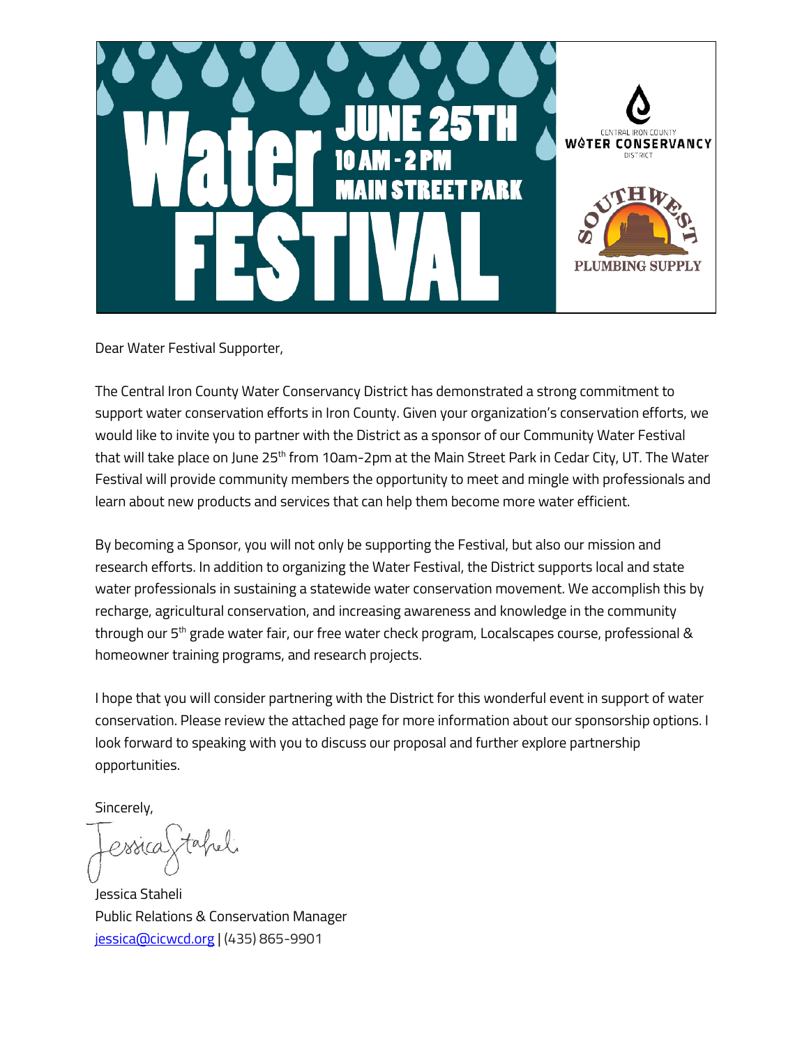# Water FESTIVAL

**JUNE 25TH**
**10 AM - 2 PM**
**MAIN STREET PARK**

CENTRAL IRON COUNTY WATER CONSERVANCY DISTRICT

SOUTHWEST PLUMBING SUPPLY

Dear Water Festival Supporter,

The Central Iron County Water Conservancy District has demonstrated a strong commitment to support water conservation efforts in Iron County. Given your organization's conservation efforts, we would like to invite you to partner with the District as a sponsor of our Community Water Festival that will take place on June 25th from 10am-2pm at the Main Street Park in Cedar City, UT. The Water Festival will provide community members the opportunity to meet and mingle with professionals and learn about new products and services that can help them become more water efficient.

By becoming a Sponsor, you will not only be supporting the Festival, but also our mission and research efforts. In addition to organizing the Water Festival, the District supports local and state water professionals in sustaining a statewide water conservation movement. We accomplish this by recharge, agricultural conservation, and increasing awareness and knowledge in the community through our 5th grade water fair, our free water check program, Localscapes course, professional & homeowner training programs, and research projects.

I hope that you will consider partnering with the District for this wonderful event in support of water conservation. Please review the attached page for more information about our sponsorship options. I look forward to speaking with you to discuss our proposal and further explore partnership opportunities.

Sincerely,

Jessica Staheli

Jessica Staheli
Public Relations & Conservation Manager
jessica@cicwcd.org | (435) 865-9901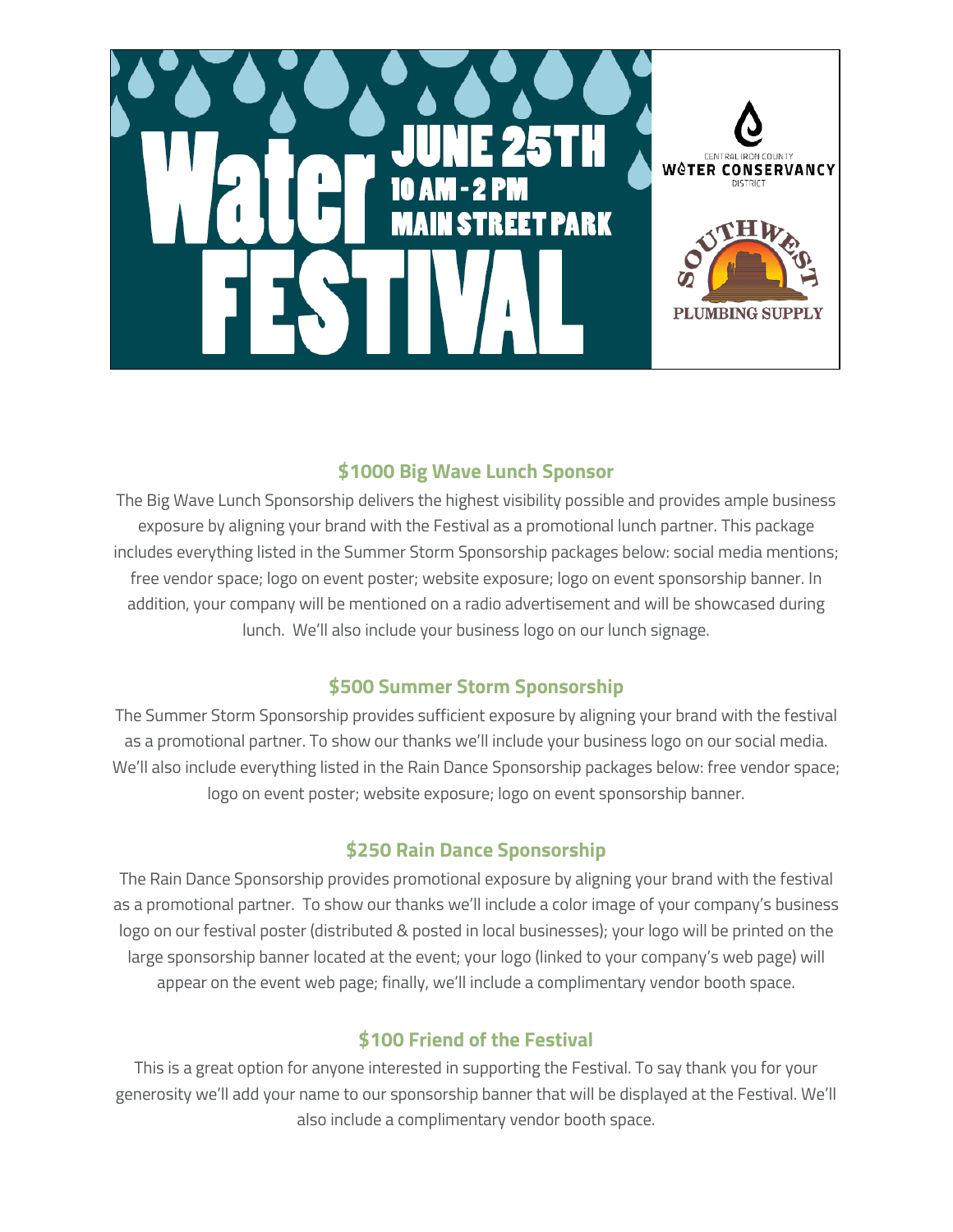# Water FESTIVAL

**JUNE 25TH**
**10 AM - 2 PM**
**MAIN STREET PARK**

CENTRAL IRON COUNTY WATER CONSERVANCY DISTRICT

SOUTHWEST PLUMBING SUPPLY

### $1000 Big Wave Lunch Sponsor

The Big Wave Lunch Sponsorship delivers the highest visibility possible and provides ample business exposure by aligning your brand with the Festival as a promotional lunch partner. This package includes everything listed in the Summer Storm Sponsorship packages below: social media mentions; free vendor space; logo on event poster; website exposure; logo on event sponsorship banner. In addition, your company will be mentioned on a radio advertisement and will be showcased during lunch. We'll also include your business logo on our lunch signage.

### $500 Summer Storm Sponsorship

The Summer Storm Sponsorship provides sufficient exposure by aligning your brand with the festival as a promotional partner. To show our thanks we'll include your business logo on our social media. We'll also include everything listed in the Rain Dance Sponsorship packages below: free vendor space; logo on event poster; website exposure; logo on event sponsorship banner.

### $250 Rain Dance Sponsorship

The Rain Dance Sponsorship provides promotional exposure by aligning your brand with the festival as a promotional partner. To show our thanks we'll include a color image of your company's business logo on our festival poster (distributed & posted in local businesses); your logo will be printed on the large sponsorship banner located at the event; your logo (linked to your company's web page) will appear on the event web page; finally, we'll include a complimentary vendor booth space.

### $100 Friend of the Festival

This is a great option for anyone interested in supporting the Festival. To say thank you for your generosity we'll add your name to our sponsorship banner that will be displayed at the Festival. We'll also include a complimentary vendor booth space.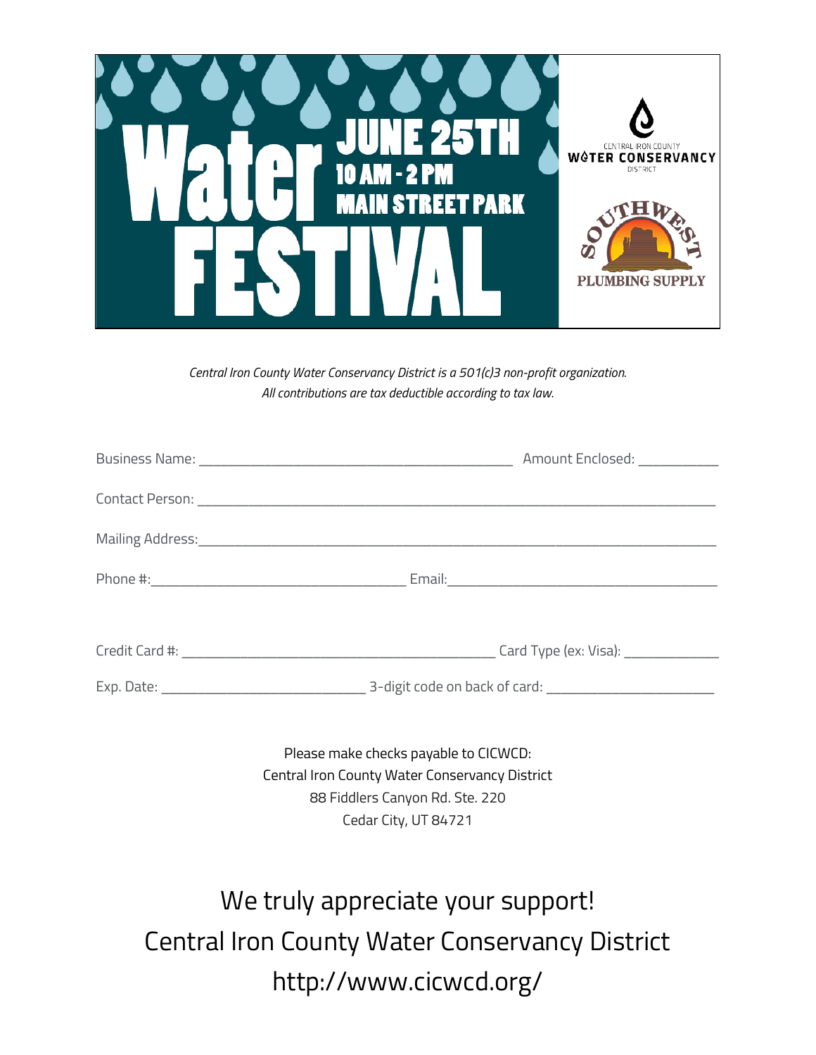# Water FESTIVAL

**JUNE 25TH**
**10 AM - 2 PM**
**MAIN STREET PARK**

CENTRAL IRON COUNTY WATER CONSERVANCY DISTRICT

SOUTHWEST PLUMBING SUPPLY

*Central Iron County Water Conservancy District is a 501(c)3 non-profit organization.*
*All contributions are tax deductible according to tax law.*

Business Name: ____________________ Amount Enclosed: __________

Contact Person: ____________________

Mailing Address: ____________________

Phone #: ____________________ Email: ____________________

Credit Card #: ____________________ Card Type (ex: Visa): __________

Exp. Date: ____________________ 3-digit code on back of card: ____________________

Please make checks payable to CICWCD:
Central Iron County Water Conservancy District
88 Fiddlers Canyon Rd. Ste. 220
Cedar City, UT 84721

We truly appreciate your support!
Central Iron County Water Conservancy District
http://www.cicwcd.org/